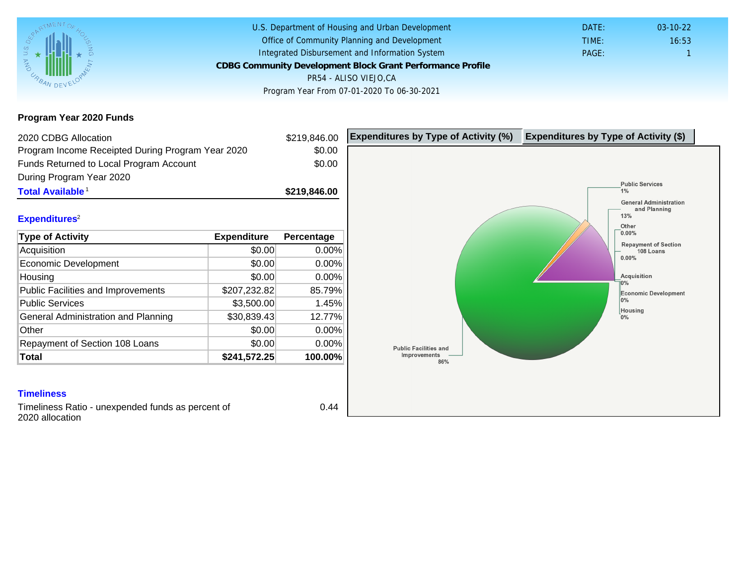U.S. Department of Housing and Urban Development
Office of Community Planning and Development
Integrated Disbursement and Information System

**CDBG Community Development Block Grant Performance Profile**

PR54 - ALISO VIEJO,CA

Program Year From 07-01-2020 To 06-30-2021

DATE: 03-10-22
TIME: 16:53
PAGE: 1

## Program Year 2020 Funds

| | |
|---|---|
| 2020 CDBG Allocation | $219,846.00 |
| Program Income Receipted During Program Year 2020 | $0.00 |
| Funds Returned to Local Program Account During Program Year 2020 | $0.00 |
| **Total Available**[1] | **$219,846.00** |

### Expenditures[2]

| Type of Activity | Expenditure | Percentage |
|---|---|---|
| Acquisition | $0.00 | 0.00% |
| Economic Development | $0.00 | 0.00% |
| Housing | $0.00 | 0.00% |
| Public Facilities and Improvements | $207,232.82 | 85.79% |
| Public Services | $3,500.00 | 1.45% |
| General Administration and Planning | $30,839.43 | 12.77% |
| Other | $0.00 | 0.00% |
| Repayment of Section 108 Loans | $0.00 | 0.00% |
| **Total** | **$241,572.25** | **100.00%** |

### Timeliness

Timeliness Ratio - unexpended funds as percent of 2020 allocation: 0.44

**Expenditures by Type of Activity (%)** | **Expenditures by Type of Activity ($)**

Public Services 1%
General Administration and Planning 13%
Other 0.00%
Repayment of Section 108 Loans 0.00%
Acquisition 0%
Economic Development 0%
Housing 0%
Public Facilities and Improvements 86%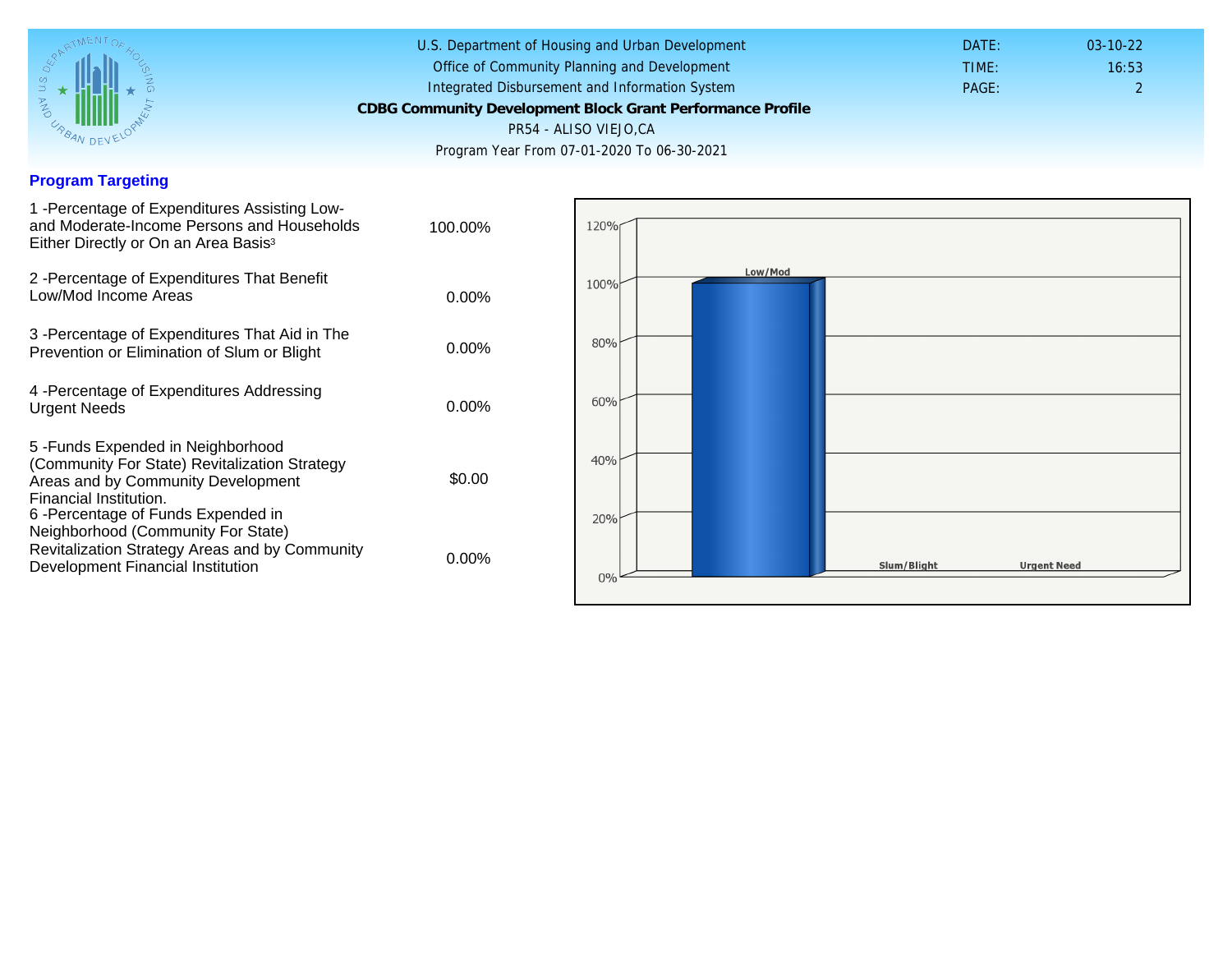U.S. Department of Housing and Urban Development
Office of Community Planning and Development
Integrated Disbursement and Information System

**CDBG Community Development Block Grant Performance Profile**

PR54 - ALISO VIEJO,CA

Program Year From 07-01-2020 To 06-30-2021

DATE: 03-10-22
TIME: 16:53

## Program Targeting

| | |
|---|---|
| 1 -Percentage of Expenditures Assisting Low- and Moderate-Income Persons and Households Either Directly or On an Area Basis[3] | 100.00% |
| 2 -Percentage of Expenditures That Benefit Low/Mod Income Areas | 0.00% |
| 3 -Percentage of Expenditures That Aid in The Prevention or Elimination of Slum or Blight | 0.00% |
| 4 -Percentage of Expenditures Addressing Urgent Needs | 0.00% |
| 5 -Funds Expended in Neighborhood (Community For State) Revitalization Strategy Areas and by Community Development Financial Institution. | $0.00 |
| 6 -Percentage of Funds Expended in Neighborhood (Community For State) Revitalization Strategy Areas and by Community Development Financial Institution | 0.00% |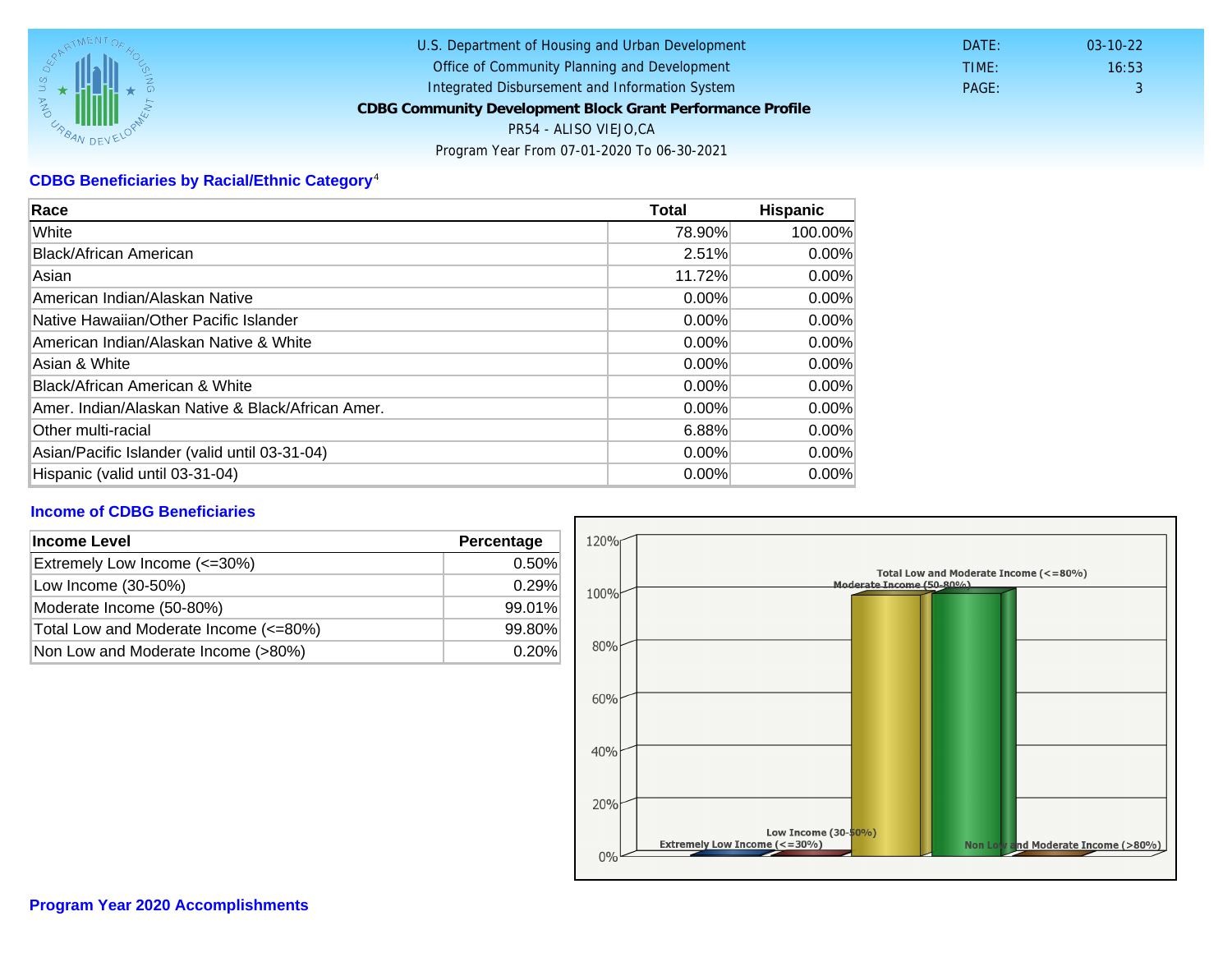U.S. Department of Housing and Urban Development
Office of Community Planning and Development
Integrated Disbursement and Information System

**CDBG Community Development Block Grant Performance Profile**

PR54 - ALISO VIEJO,CA

Program Year From 07-01-2020 To 06-30-2021

DATE: 03-10-22
TIME: 16:53

## CDBG Beneficiaries by Racial/Ethnic Category[4]

| Race | Total | Hispanic |
|---|---|---|
| White | 78.90% | 100.00% |
| Black/African American | 2.51% | 0.00% |
| Asian | 11.72% | 0.00% |
| American Indian/Alaskan Native | 0.00% | 0.00% |
| Native Hawaiian/Other Pacific Islander | 0.00% | 0.00% |
| American Indian/Alaskan Native & White | 0.00% | 0.00% |
| Asian & White | 0.00% | 0.00% |
| Black/African American & White | 0.00% | 0.00% |
| Amer. Indian/Alaskan Native & Black/African Amer. | 0.00% | 0.00% |
| Other multi-racial | 6.88% | 0.00% |
| Asian/Pacific Islander (valid until 03-31-04) | 0.00% | 0.00% |
| Hispanic (valid until 03-31-04) | 0.00% | 0.00% |

## Income of CDBG Beneficiaries

| Income Level | Percentage |
|---|---|
| Extremely Low Income (<=30%) | 0.50% |
| Low Income (30-50%) | 0.29% |
| Moderate Income (50-80%) | 99.01% |
| Total Low and Moderate Income (<=80%) | 99.80% |
| Non Low and Moderate Income (>80%) | 0.20% |

## Program Year 2020 Accomplishments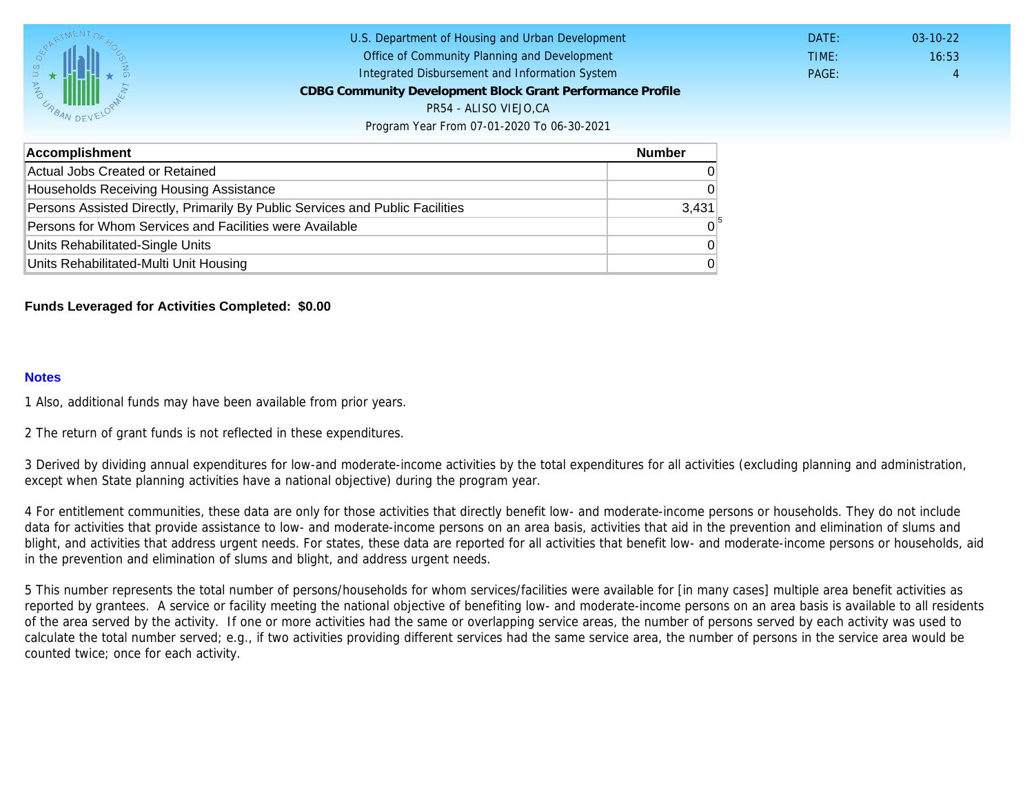U.S. Department of Housing and Urban Development
Office of Community Planning and Development
Integrated Disbursement and Information System
**CDBG Community Development Block Grant Performance Profile**
PR54 - ALISO VIEJO,CA
Program Year From 07-01-2020 To 06-30-2021

DATE: 03-10-22
TIME: 16:53

| Accomplishment | Number |
|---|---|
| Actual Jobs Created or Retained | 0 |
| Households Receiving Housing Assistance | 0 |
| Persons Assisted Directly, Primarily By Public Services and Public Facilities | 3,431 |
| Persons for Whom Services and Facilities were Available | 0[5] |
| Units Rehabilitated-Single Units | 0 |
| Units Rehabilitated-Multi Unit Housing | 0 |

**Funds Leveraged for Activities Completed: $0.00**

### Notes

1 Also, additional funds may have been available from prior years.

2 The return of grant funds is not reflected in these expenditures.

3 Derived by dividing annual expenditures for low-and moderate-income activities by the total expenditures for all activities (excluding planning and administration, except when State planning activities have a national objective) during the program year.

4 For entitlement communities, these data are only for those activities that directly benefit low- and moderate-income persons or households. They do not include data for activities that provide assistance to low- and moderate-income persons on an area basis, activities that aid in the prevention and elimination of slums and blight, and activities that address urgent needs. For states, these data are reported for all activities that benefit low- and moderate-income persons or households, aid in the prevention and elimination of slums and blight, and address urgent needs.

5 This number represents the total number of persons/households for whom services/facilities were available for [in many cases] multiple area benefit activities as reported by grantees. A service or facility meeting the national objective of benefiting low- and moderate-income persons on an area basis is available to all residents of the area served by the activity. If one or more activities had the same or overlapping service areas, the number of persons served by each activity was used to calculate the total number served; e.g., if two activities providing different services had the same service area, the number of persons in the service area would be counted twice; once for each activity.